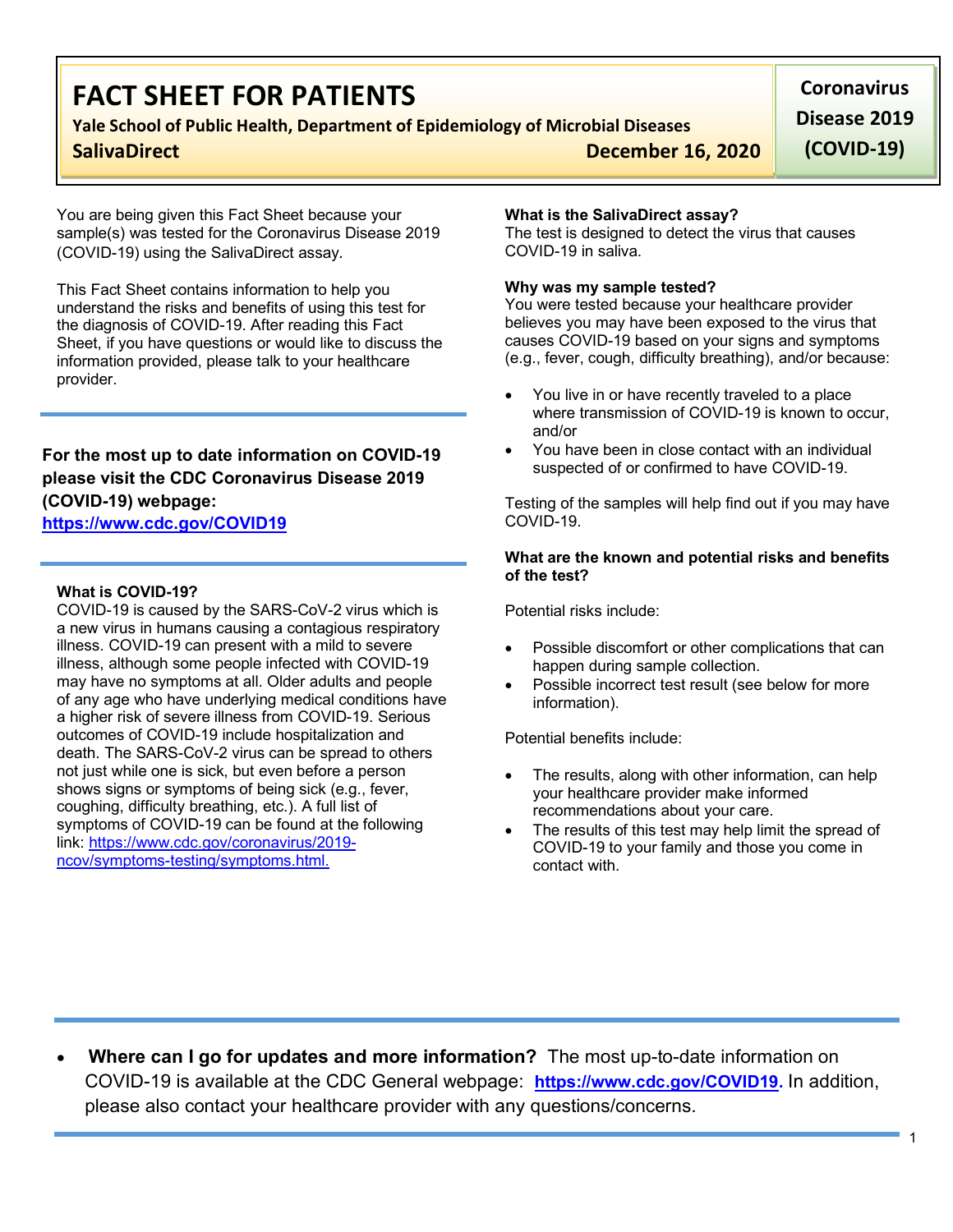# FACT SHEET FOR PATIENTS

**Yale School of Public Health, Department of Epidemiology of Microbial Diseases**

**SalivaDirect** **December 16, 2020**

**Coronavirus Disease 2019 (COVID-19)**

You are being given this Fact Sheet because your sample(s) was tested for the Coronavirus Disease 2019 (COVID-19) using the SalivaDirect assay.

This Fact Sheet contains information to help you understand the risks and benefits of using this test for the diagnosis of COVID-19. After reading this Fact Sheet, if you have questions or would like to discuss the information provided, please talk to your healthcare provider.

---

**For the most up to date information on COVID-19 please visit the CDC Coronavirus Disease 2019 (COVID-19) webpage:**
**[https://www.cdc.gov/COVID19](https://www.cdc.gov/COVID19)**

---

**What is COVID-19?**

COVID-19 is caused by the SARS-CoV-2 virus which is a new virus in humans causing a contagious respiratory illness. COVID-19 can present with a mild to severe illness, although some people infected with COVID-19 may have no symptoms at all. Older adults and people of any age who have underlying medical conditions have a higher risk of severe illness from COVID-19. Serious outcomes of COVID-19 include hospitalization and death. The SARS-CoV-2 virus can be spread to others not just while one is sick, but even before a person shows signs or symptoms of being sick (e.g., fever, coughing, difficulty breathing, etc.). A full list of symptoms of COVID-19 can be found at the following link: [https://www.cdc.gov/coronavirus/2019-ncov/symptoms-testing/symptoms.html.](https://www.cdc.gov/coronavirus/2019-ncov/symptoms-testing/symptoms.html)

**What is the SalivaDirect assay?**

The test is designed to detect the virus that causes COVID-19 in saliva.

**Why was my sample tested?**

You were tested because your healthcare provider believes you may have been exposed to the virus that causes COVID-19 based on your signs and symptoms (e.g., fever, cough, difficulty breathing), and/or because:

- You live in or have recently traveled to a place where transmission of COVID-19 is known to occur, and/or
- You have been in close contact with an individual suspected of or confirmed to have COVID-19.

Testing of the samples will help find out if you may have COVID-19.

**What are the known and potential risks and benefits of the test?**

Potential risks include:

- Possible discomfort or other complications that can happen during sample collection.
- Possible incorrect test result (see below for more information).

Potential benefits include:

- The results, along with other information, can help your healthcare provider make informed recommendations about your care.
- The results of this test may help limit the spread of COVID-19 to your family and those you come in contact with.

---

- **Where can I go for updates and more information?** The most up-to-date information on COVID-19 is available at the CDC General webpage: **[https://www.cdc.gov/COVID19](https://www.cdc.gov/COVID19).** In addition, please also contact your healthcare provider with any questions/concerns.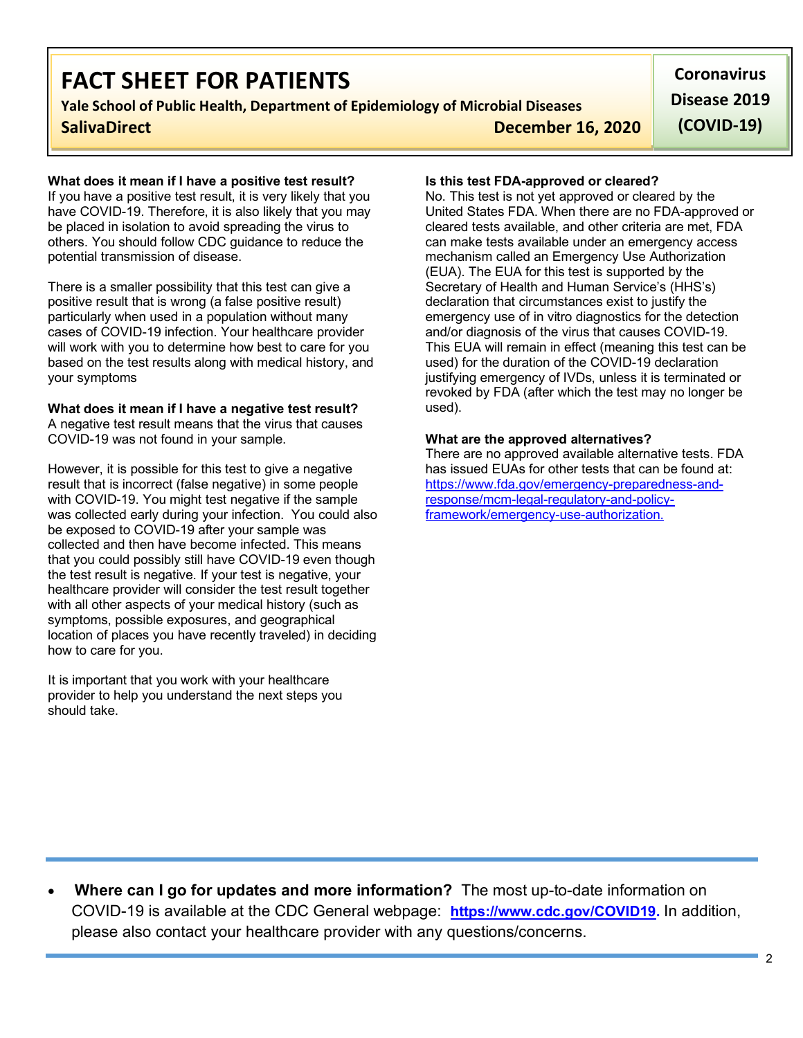# FACT SHEET FOR PATIENTS

**Yale School of Public Health, Department of Epidemiology of Microbial Diseases**

**SalivaDirect** **December 16, 2020**

**Coronavirus Disease 2019 (COVID-19)**

**What does it mean if I have a positive test result?**
If you have a positive test result, it is very likely that you have COVID-19. Therefore, it is also likely that you may be placed in isolation to avoid spreading the virus to others. You should follow CDC guidance to reduce the potential transmission of disease.

There is a smaller possibility that this test can give a positive result that is wrong (a false positive result) particularly when used in a population without many cases of COVID-19 infection. Your healthcare provider will work with you to determine how best to care for you based on the test results along with medical history, and your symptoms

**What does it mean if I have a negative test result?**
A negative test result means that the virus that causes COVID-19 was not found in your sample.

However, it is possible for this test to give a negative result that is incorrect (false negative) in some people with COVID-19. You might test negative if the sample was collected early during your infection. You could also be exposed to COVID-19 after your sample was collected and then have become infected. This means that you could possibly still have COVID-19 even though the test result is negative. If your test is negative, your healthcare provider will consider the test result together with all other aspects of your medical history (such as symptoms, possible exposures, and geographical location of places you have recently traveled) in deciding how to care for you.

It is important that you work with your healthcare provider to help you understand the next steps you should take.

**Is this test FDA-approved or cleared?**
No. This test is not yet approved or cleared by the United States FDA. When there are no FDA-approved or cleared tests available, and other criteria are met, FDA can make tests available under an emergency access mechanism called an Emergency Use Authorization (EUA). The EUA for this test is supported by the Secretary of Health and Human Service's (HHS's) declaration that circumstances exist to justify the emergency use of in vitro diagnostics for the detection and/or diagnosis of the virus that causes COVID-19. This EUA will remain in effect (meaning this test can be used) for the duration of the COVID-19 declaration justifying emergency of IVDs, unless it is terminated or revoked by FDA (after which the test may no longer be used).

**What are the approved alternatives?**
There are no approved available alternative tests. FDA has issued EUAs for other tests that can be found at: https://www.fda.gov/emergency-preparedness-and-response/mcm-legal-regulatory-and-policy-framework/emergency-use-authorization.

- **Where can I go for updates and more information?** The most up-to-date information on COVID-19 is available at the CDC General webpage: **https://www.cdc.gov/COVID19**. In addition, please also contact your healthcare provider with any questions/concerns.